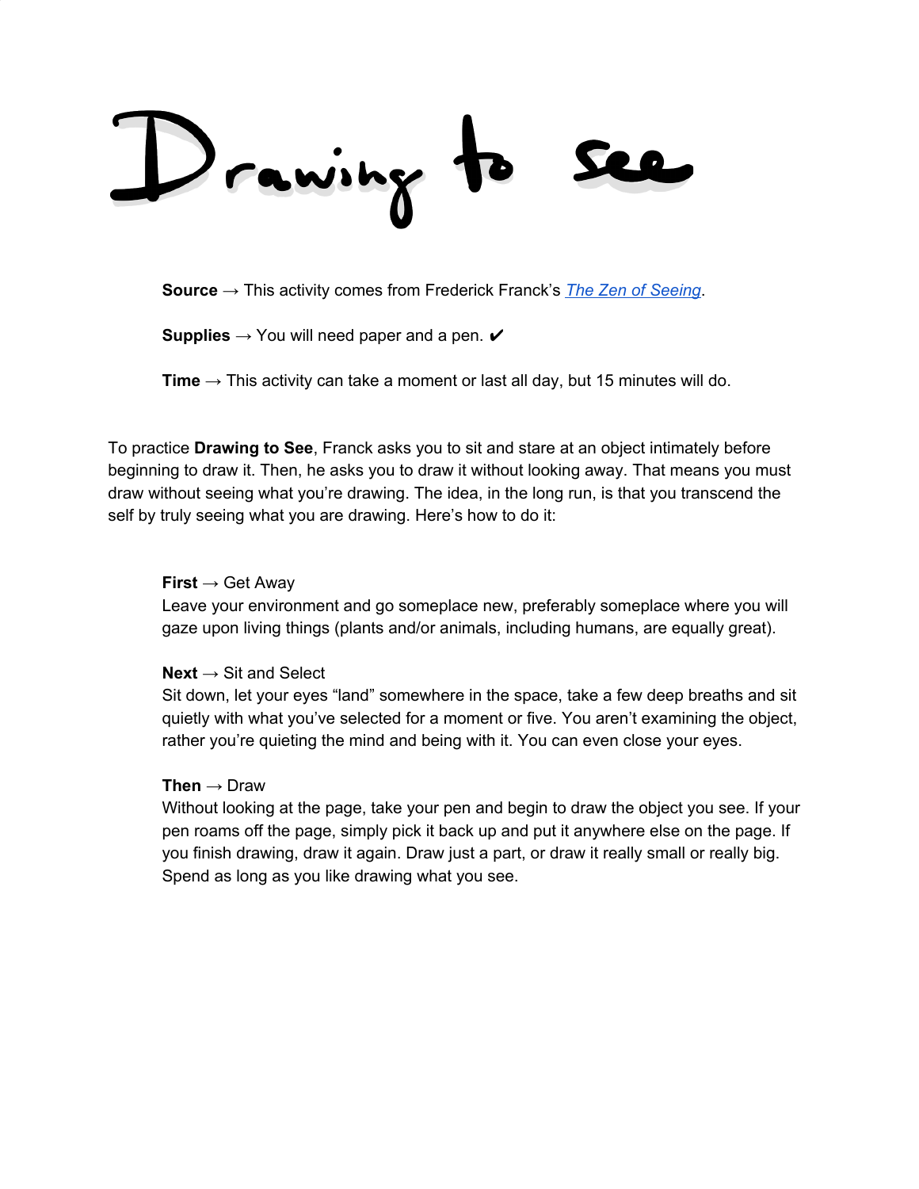# Drawing to see

**Source** → This activity comes from Frederick Franck's [*The Zen of Seeing*]().

**Supplies** → You will need paper and a pen. ✔

**Time** → This activity can take a moment or last all day, but 15 minutes will do.

To practice **Drawing to See**, Franck asks you to sit and stare at an object intimately before beginning to draw it. Then, he asks you to draw it without looking away. That means you must draw without seeing what you're drawing. The idea, in the long run, is that you transcend the self by truly seeing what you are drawing. Here's how to do it:

**First** → Get Away
Leave your environment and go someplace new, preferably someplace where you will gaze upon living things (plants and/or animals, including humans, are equally great).

**Next** → Sit and Select
Sit down, let your eyes "land" somewhere in the space, take a few deep breaths and sit quietly with what you've selected for a moment or five. You aren't examining the object, rather you're quieting the mind and being with it. You can even close your eyes.

**Then** → Draw
Without looking at the page, take your pen and begin to draw the object you see. If your pen roams off the page, simply pick it back up and put it anywhere else on the page. If you finish drawing, draw it again. Draw just a part, or draw it really small or really big. Spend as long as you like drawing what you see.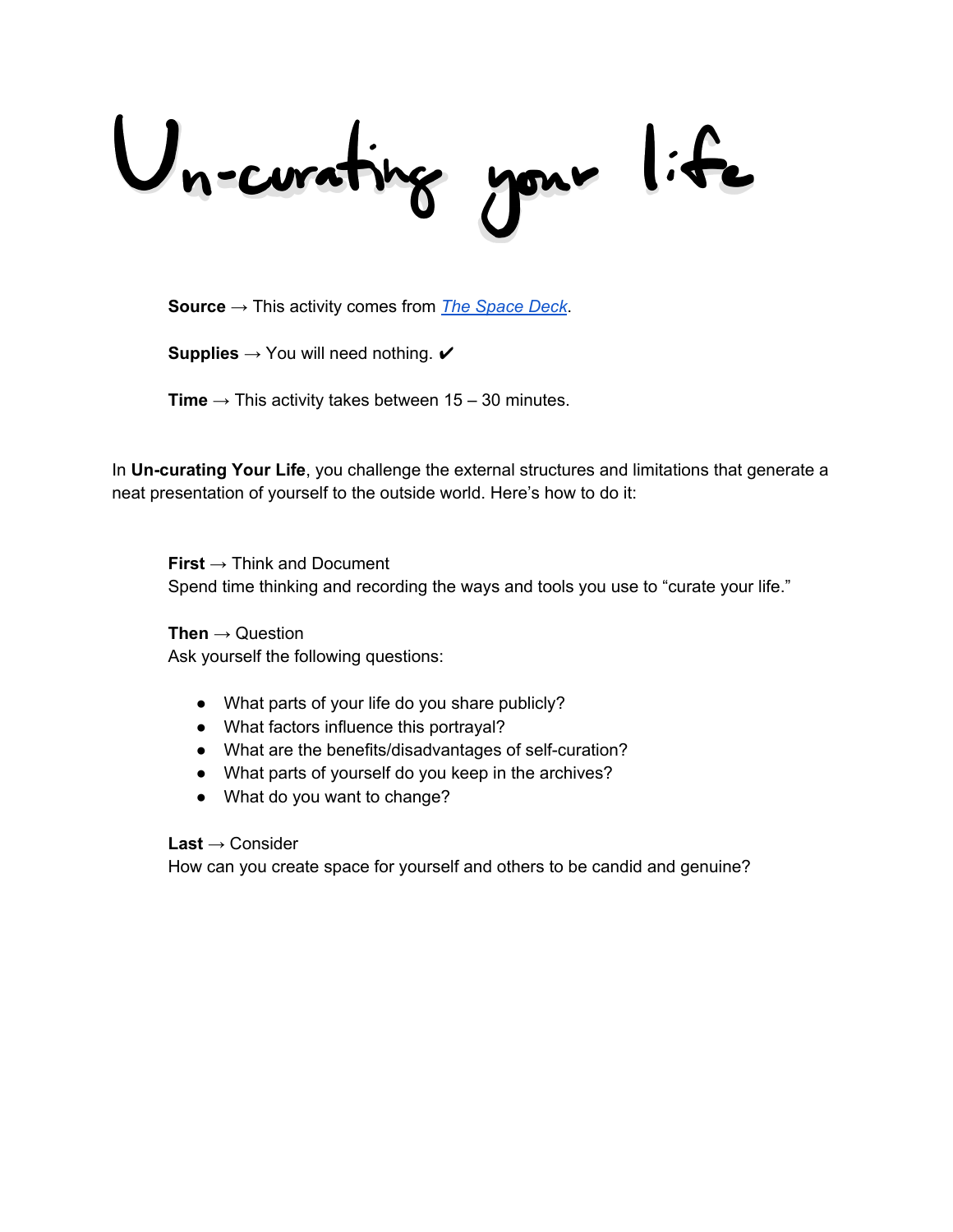# Un-curating your life

**Source** → This activity comes from *The Space Deck*.

**Supplies** → You will need nothing. ✔

**Time** → This activity takes between 15 – 30 minutes.

In **Un-curating Your Life**, you challenge the external structures and limitations that generate a neat presentation of yourself to the outside world. Here's how to do it:

**First** → Think and Document
Spend time thinking and recording the ways and tools you use to "curate your life."

**Then** → Question
Ask yourself the following questions:

- What parts of your life do you share publicly?
- What factors influence this portrayal?
- What are the benefits/disadvantages of self-curation?
- What parts of yourself do you keep in the archives?
- What do you want to change?

**Last** → Consider
How can you create space for yourself and others to be candid and genuine?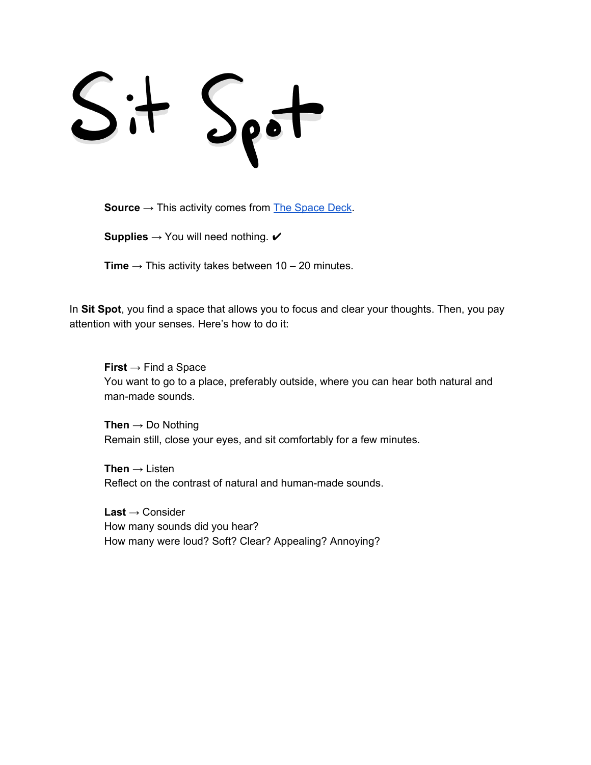# Sit Spot

**Source** → This activity comes from [The Space Deck](The Space Deck).

**Supplies** → You will need nothing. ✔

**Time** → This activity takes between 10 – 20 minutes.

In **Sit Spot**, you find a space that allows you to focus and clear your thoughts. Then, you pay attention with your senses. Here's how to do it:

**First** → Find a Space
You want to go to a place, preferably outside, where you can hear both natural and man-made sounds.

**Then** → Do Nothing
Remain still, close your eyes, and sit comfortably for a few minutes.

**Then** → Listen
Reflect on the contrast of natural and human-made sounds.

**Last** → Consider
How many sounds did you hear?
How many were loud? Soft? Clear? Appealing? Annoying?